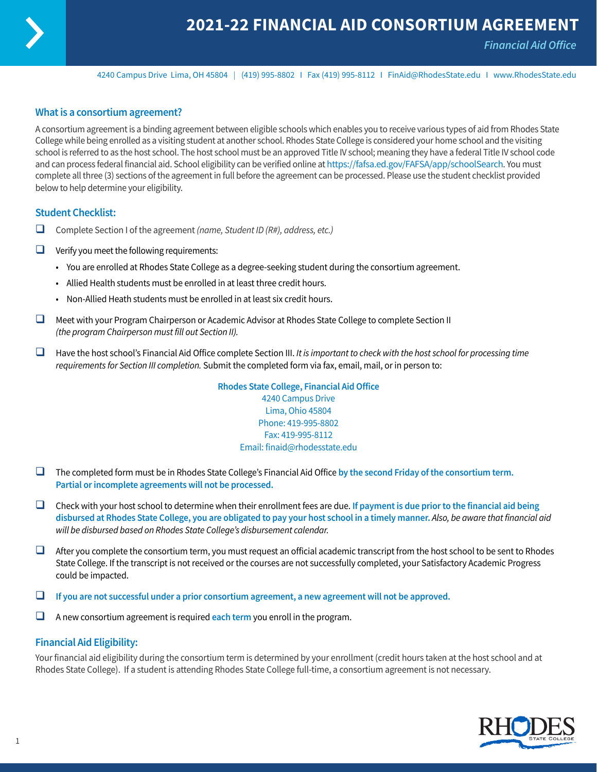# 2021-22 FINANCIAL AID CONSORTIUM AGREEMENT

*Financial Aid Office*

4240 Campus Drive Lima, OH 45804 | (419) 995-8802 I Fax (419) 995-8112 I FinAid@RhodesState.edu I www.RhodesState.edu

## What is a consortium agreement?

A consortium agreement is a binding agreement between eligible schools which enables you to receive various types of aid from Rhodes State College while being enrolled as a visiting student at another school. Rhodes State College is considered your home school and the visiting school is referred to as the host school. The host school must be an approved Title IV school; meaning they have a federal Title IV school code and can process federal financial aid. School eligibility can be verified online at https://fafsa.ed.gov/FAFSA/app/schoolSearch. You must complete all three (3) sections of the agreement in full before the agreement can be processed. Please use the student checklist provided below to help determine your eligibility.

## Student Checklist:

- ❑ Complete Section I of the agreement *(name, Student ID (R#), address, etc.)*
- ❑ Verify you meet the following requirements:
  - You are enrolled at Rhodes State College as a degree-seeking student during the consortium agreement.
  - Allied Health students must be enrolled in at least three credit hours.
  - Non-Allied Heath students must be enrolled in at least six credit hours.
- ❑ Meet with your Program Chairperson or Academic Advisor at Rhodes State College to complete Section II *(the program Chairperson must fill out Section II).*
- ❑ Have the host school's Financial Aid Office complete Section III. *It is important to check with the host school for processing time requirements for Section III completion.* Submit the completed form via fax, email, mail, or in person to:

  **Rhodes State College, Financial Aid Office**
  4240 Campus Drive
  Lima, Ohio 45804
  Phone: 419-995-8802
  Fax: 419-995-8112
  Email: finaid@rhodesstate.edu

- ❑ The completed form must be in Rhodes State College's Financial Aid Office **by the second Friday of the consortium term. Partial or incomplete agreements will not be processed.**
- ❑ Check with your host school to determine when their enrollment fees are due. **If payment is due prior to the financial aid being disbursed at Rhodes State College, you are obligated to pay your host school in a timely manner.** *Also, be aware that financial aid will be disbursed based on Rhodes State College's disbursement calendar.*
- ❑ After you complete the consortium term, you must request an official academic transcript from the host school to be sent to Rhodes State College. If the transcript is not received or the courses are not successfully completed, your Satisfactory Academic Progress could be impacted.
- ❑ **If you are not successful under a prior consortium agreement, a new agreement will not be approved.**
- ❑ A new consortium agreement is required **each term** you enroll in the program.

## Financial Aid Eligibility:

Your financial aid eligibility during the consortium term is determined by your enrollment (credit hours taken at the host school and at Rhodes State College). If a student is attending Rhodes State College full-time, a consortium agreement is not necessary.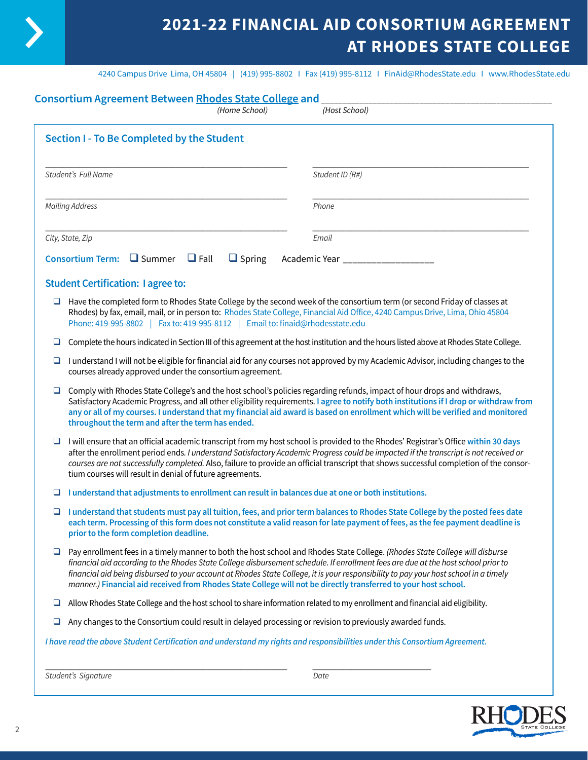# 2021-22 FINANCIAL AID CONSORTIUM AGREEMENT AT RHODES STATE COLLEGE

4240 Campus Drive Lima, OH 45804 | (419) 995-8802 I Fax (419) 995-8112 I FinAid@RhodesState.edu I www.RhodesState.edu

**Consortium Agreement Between Rhodes State College and** ___________________________________________

*(Home School)* *(Host School)*

## Section I - To Be Completed by the Student

_______________________________________ *Student's Full Name*

_______________________________________ *Student ID (R#)*

_______________________________________ *Mailing Address*

_______________________________________ *Phone*

_______________________________________ *City, State, Zip*

_______________________________________ *Email*

**Consortium Term:** ❑ Summer ❑ Fall ❑ Spring Academic Year _________________

### Student Certification: I agree to:

- ❑ Have the completed form to Rhodes State College by the second week of the consortium term (or second Friday of classes at Rhodes) by fax, email, mail, or in person to: Rhodes State College, Financial Aid Office, 4240 Campus Drive, Lima, Ohio 45804 Phone: 419-995-8802 | Fax to: 419-995-8112 | Email to: finaid@rhodesstate.edu
- ❑ Complete the hours indicated in Section III of this agreement at the host institution and the hours listed above at Rhodes State College.
- ❑ I understand I will not be eligible for financial aid for any courses not approved by my Academic Advisor, including changes to the courses already approved under the consortium agreement.
- ❑ Comply with Rhodes State College's and the host school's policies regarding refunds, impact of hour drops and withdraws, Satisfactory Academic Progress, and all other eligibility requirements. **I agree to notify both institutions if I drop or withdraw from any or all of my courses. I understand that my financial aid award is based on enrollment which will be verified and monitored throughout the term and after the term has ended.**
- ❑ I will ensure that an official academic transcript from my host school is provided to the Rhodes' Registrar's Office **within 30 days** after the enrollment period ends. *I understand Satisfactory Academic Progress could be impacted if the transcript is not received or courses are not successfully completed.* Also, failure to provide an official transcript that shows successful completion of the consortium courses will result in denial of future agreements.
- ❑ **I understand that adjustments to enrollment can result in balances due at one or both institutions.**
- ❑ **I understand that students must pay all tuition, fees, and prior term balances to Rhodes State College by the posted fees date each term. Processing of this form does not constitute a valid reason for late payment of fees, as the fee payment deadline is prior to the form completion deadline.**
- ❑ Pay enrollment fees in a timely manner to both the host school and Rhodes State College. *(Rhodes State College will disburse financial aid according to the Rhodes State College disbursement schedule. If enrollment fees are due at the host school prior to financial aid being disbursed to your account at Rhodes State College, it is your responsibility to pay your host school in a timely manner.)* **Financial aid received from Rhodes State College will not be directly transferred to your host school.**
- ❑ Allow Rhodes State College and the host school to share information related to my enrollment and financial aid eligibility.
- ❑ Any changes to the Consortium could result in delayed processing or revision to previously awarded funds.

***I have read the above Student Certification and understand my rights and responsibilities under this Consortium Agreement.***

_______________________________________ *Student's Signature*

_______________________ *Date*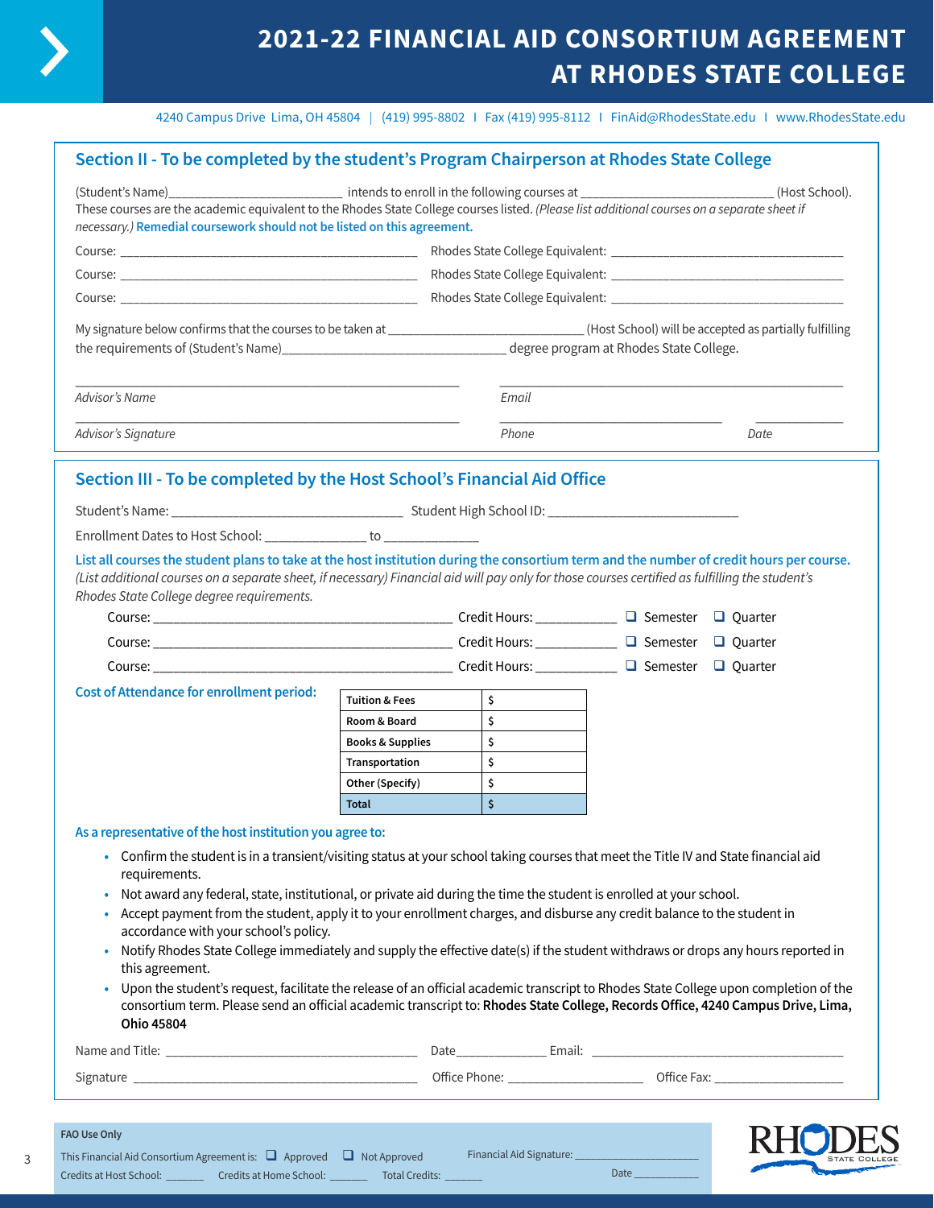# 2021-22 FINANCIAL AID CONSORTIUM AGREEMENT AT RHODES STATE COLLEGE

4240 Campus Drive Lima, OH 45804 | (419) 995-8802 I Fax (419) 995-8112 I FinAid@RhodesState.edu I www.RhodesState.edu

## Section II - To be completed by the student's Program Chairperson at Rhodes State College

(Student's Name)________________________ intends to enroll in the following courses at ____________________________ (Host School). These courses are the academic equivalent to the Rhodes State College courses listed. *(Please list additional courses on a separate sheet if necessary.)* **Remedial coursework should not be listed on this agreement.**

Course: ____________________________________________ Rhodes State College Equivalent: ________________________________

Course: ____________________________________________ Rhodes State College Equivalent: ________________________________

Course: ____________________________________________ Rhodes State College Equivalent: ________________________________

My signature below confirms that the courses to be taken at ____________________________ (Host School) will be accepted as partially fulfilling the requirements of (Student's Name)________________________________ degree program at Rhodes State College.

________________________________________________________ ________________________________________________

*Advisor's Name* *Email*

________________________________________________________ ________________________________ ____________

*Advisor's Signature* *Phone* *Date*

## Section III - To be completed by the Host School's Financial Aid Office

Student's Name: _________________________________ Student High School ID: ____________________________

Enrollment Dates to Host School: ______________ to ______________

**List all courses the student plans to take at the host institution during the consortium term and the number of credit hours per course.** *(List additional courses on a separate sheet, if necessary) Financial aid will pay only for those courses certified as fulfilling the student's Rhodes State College degree requirements.*

Course: ____________________________________________ Credit Hours: ___________ ☐ Semester ☐ Quarter

Course: ____________________________________________ Credit Hours: ___________ ☐ Semester ☐ Quarter

Course: ____________________________________________ Credit Hours: ___________ ☐ Semester ☐ Quarter

**Cost of Attendance for enrollment period:**

| | |
|---|---|
| Tuition & Fees | $ |
| Room & Board | $ |
| Books & Supplies | $ |
| Transportation | $ |
| Other (Specify) | $ |
| **Total** | $ |

**As a representative of the host institution you agree to:**

- Confirm the student is in a transient/visiting status at your school taking courses that meet the Title IV and State financial aid requirements.
- Not award any federal, state, institutional, or private aid during the time the student is enrolled at your school.
- Accept payment from the student, apply it to your enrollment charges, and disburse any credit balance to the student in accordance with your school's policy.
- Notify Rhodes State College immediately and supply the effective date(s) if the student withdraws or drops any hours reported in this agreement.
- Upon the student's request, facilitate the release of an official academic transcript to Rhodes State College upon completion of the consortium term. Please send an official academic transcript to: **Rhodes State College, Records Office, 4240 Campus Drive, Lima, Ohio 45804**

Name and Title: ____________________________________ Date_____________ Email: ______________________________________

Signature __________________________________________ Office Phone: ____________________ Office Fax: ___________________

**FAO Use Only**

This Financial Aid Consortium Agreement is: ☐ Approved ☐ Not Approved Financial Aid Signature: ____________________

Credits at Host School: _______ Credits at Home School: _______ Total Credits: _______ Date ___________

RHODES STATE COLLEGE